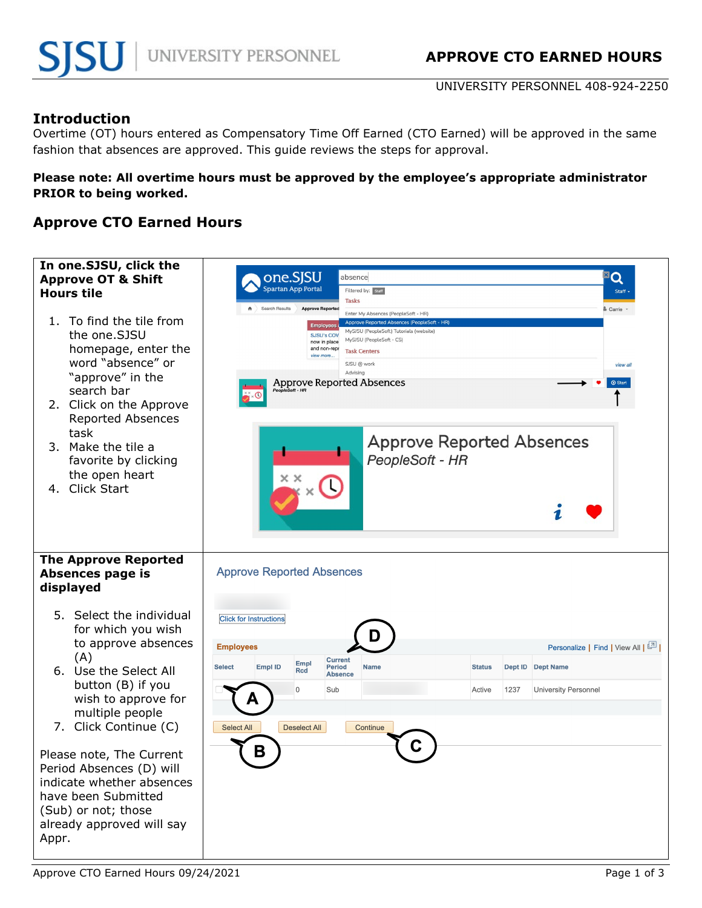# APPROVE CTO EARNED HOURS

UNIVERSITY PERSONNEL 408-924-2250

## Introduction

Overtime (OT) hours entered as Compensatory Time Off Earned (CTO Earned) will be approved in the same fashion that absences are approved. This guide reviews the steps for approval.

**Please note: All overtime hours must be approved by the employee's appropriate administrator PRIOR to being worked.**

## Approve CTO Earned Hours

**In one.SJSU, click the Approve OT & Shift Hours tile**

1. To find the tile from the one.SJSU homepage, enter the word "absence" or "approve" in the search bar
2. Click on the Approve Reported Absences task
3. Make the tile a favorite by clicking the open heart
4. Click Start

**The Approve Reported Absences page is displayed**

5. Select the individual for which you wish to approve absences (A)
6. Use the Select All button (B) if you wish to approve for multiple people
7. Click Continue (C)

Please note, The Current Period Absences (D) will indicate whether absences have been Submitted (Sub) or not; those already approved will say Appr.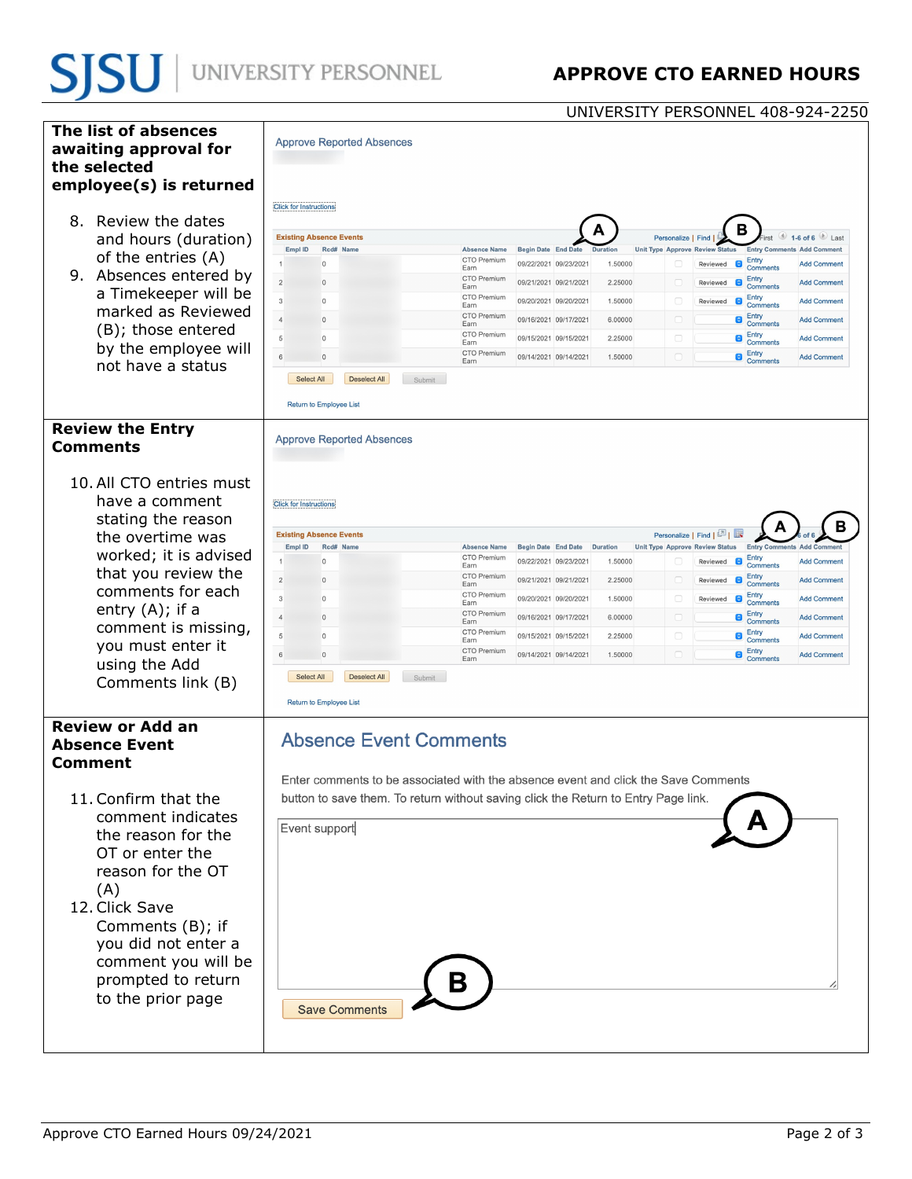| | |
|---|---|
| **The list of absences awaiting approval for the selected employee(s) is returned**<br><br>8. Review the dates and hours (duration) of the entries (A)<br>9. Absences entered by a Timekeeper will be marked as Reviewed (B); those entered by the employee will not have a status | Approve Reported Absences<br><br>Click for Instructions<br><br>**Existing Absence Events** — Personalize \| Find \| First 1-6 of 6 Last<br><br>Empl ID \| Rcd# \| Name \| Absence Name \| Begin Date \| End Date \| Duration \| Unit Type \| Approve \| Review Status \| Entry Comments \| Add Comment<br>1 \| 0 \| \| CTO Premium Earn \| 09/22/2021 \| 09/23/2021 \| 1.50000 \| \| \| Reviewed \| Entry Comments \| Add Comment<br>2 \| 0 \| \| CTO Premium Earn \| 09/21/2021 \| 09/21/2021 \| 2.25000 \| \| \| Reviewed \| Entry Comments \| Add Comment<br>3 \| 0 \| \| CTO Premium Earn \| 09/20/2021 \| 09/20/2021 \| 1.50000 \| \| \| Reviewed \| Entry Comments \| Add Comment<br>4 \| 0 \| \| CTO Premium Earn \| 09/16/2021 \| 09/17/2021 \| 6.00000 \| \| \| \| Entry Comments \| Add Comment<br>5 \| 0 \| \| CTO Premium Earn \| 09/15/2021 \| 09/15/2021 \| 2.25000 \| \| \| \| Entry Comments \| Add Comment<br>6 \| 0 \| \| CTO Premium Earn \| 09/14/2021 \| 09/14/2021 \| 1.50000 \| \| \| \| Entry Comments \| Add Comment<br><br>Select All \| Deselect All \| Submit<br><br>Return to Employee List |
| **Review the Entry Comments**<br><br>10. All CTO entries must have a comment stating the reason the overtime was worked; it is advised that you review the comments for each entry (A); if a comment is missing, you must enter it using the Add Comments link (B) | Approve Reported Absences<br><br>Click for Instructions<br><br>**Existing Absence Events** (same list as above; A = Entry Comments, B = Add Comment)<br><br>Select All \| Deselect All \| Submit<br><br>Return to Employee List |
| **Review or Add an Absence Event Comment**<br><br>11. Confirm that the comment indicates the reason for the OT or enter the reason for the OT (A)<br>12. Click Save Comments (B); if you did not enter a comment you will be prompted to return to the prior page | **Absence Event Comments**<br><br>Enter comments to be associated with the absence event and click the Save Comments button to save them. To return without saving click the Return to Entry Page link.<br><br>Event support (A)<br><br>Save Comments (B) |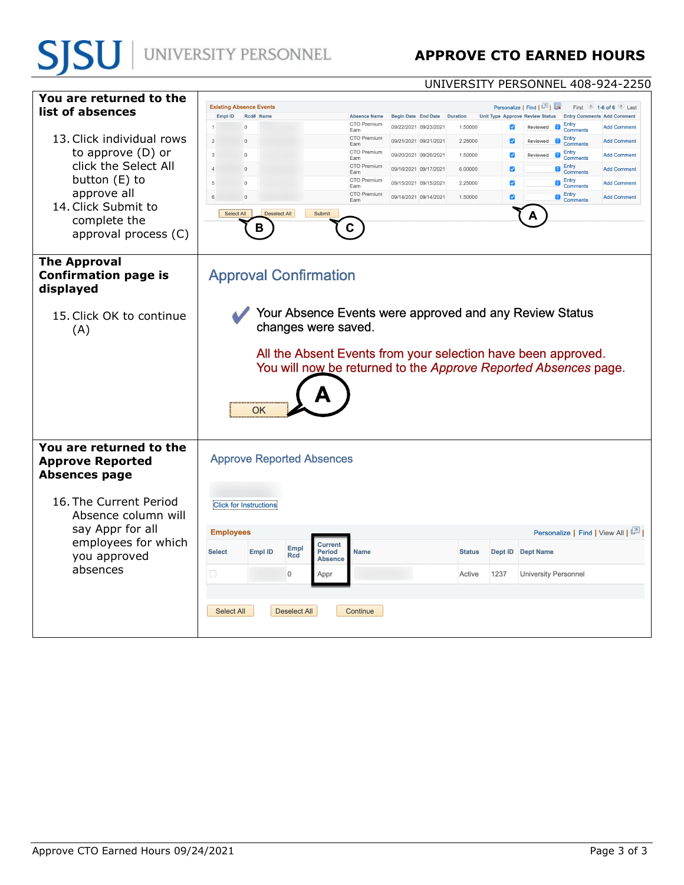| | |
|---|---|
| **You are returned to the list of absences**<br><br>13. Click individual rows to approve (D) or click the Select All button (E) to approve all<br>14. Click Submit to complete the approval process (C) | **Existing Absence Events**<br><br>Select All · Deselect All · Submit |
| **The Approval Confirmation page is displayed**<br><br>15. Click OK to continue (A) | **Approval Confirmation**<br><br>Your Absence Events were approved and any Review Status changes were saved.<br><br>All the Absent Events from your selection have been approved. You will now be returned to the *Approve Reported Absences* page.<br><br>OK |
| **You are returned to the Approve Reported Absences page**<br><br>16. The Current Period Absence column will say Appr for all employees for which you approved absences | **Approve Reported Absences**<br><br>Click for Instructions<br><br>**Employees**<br><br>Select · Empl ID · Empl Rcd · Current Period Absence · Name · Status · Dept ID · Dept Name<br><br>0 · Appr · Active · 1237 · University Personnel<br><br>Select All · Deselect All · Continue |